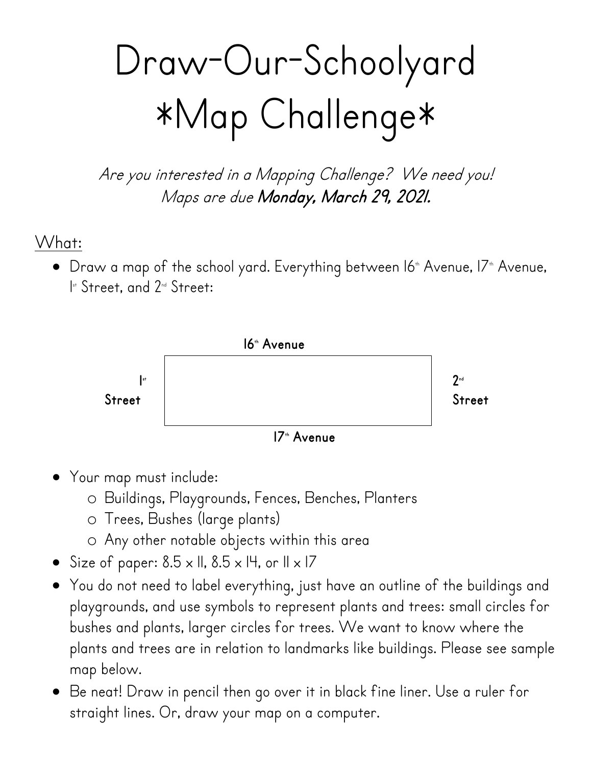# Draw-Our-Schoolyard
# *Map Challenge*

*Are you interested in a Mapping Challenge? We need you!*
*Maps are due* **Monday, March 29, 2021.**

## What:

- Draw a map of the school yard. Everything between 16th Avenue, 17th Avenue, 1st Street, and 2nd Street:

**16th Avenue**

**1st Street** | | **2nd Street**

**17th Avenue**

- Your map must include:
  - Buildings, Playgrounds, Fences, Benches, Planters
  - Trees, Bushes (large plants)
  - Any other notable objects within this area
- Size of paper: 8.5 x 11, 8.5 x 14, or 11 x 17
- You do not need to label everything, just have an outline of the buildings and playgrounds, and use symbols to represent plants and trees: small circles for bushes and plants, larger circles for trees. We want to know where the plants and trees are in relation to landmarks like buildings. Please see sample map below.
- Be neat! Draw in pencil then go over it in black fine liner. Use a ruler for straight lines. Or, draw your map on a computer.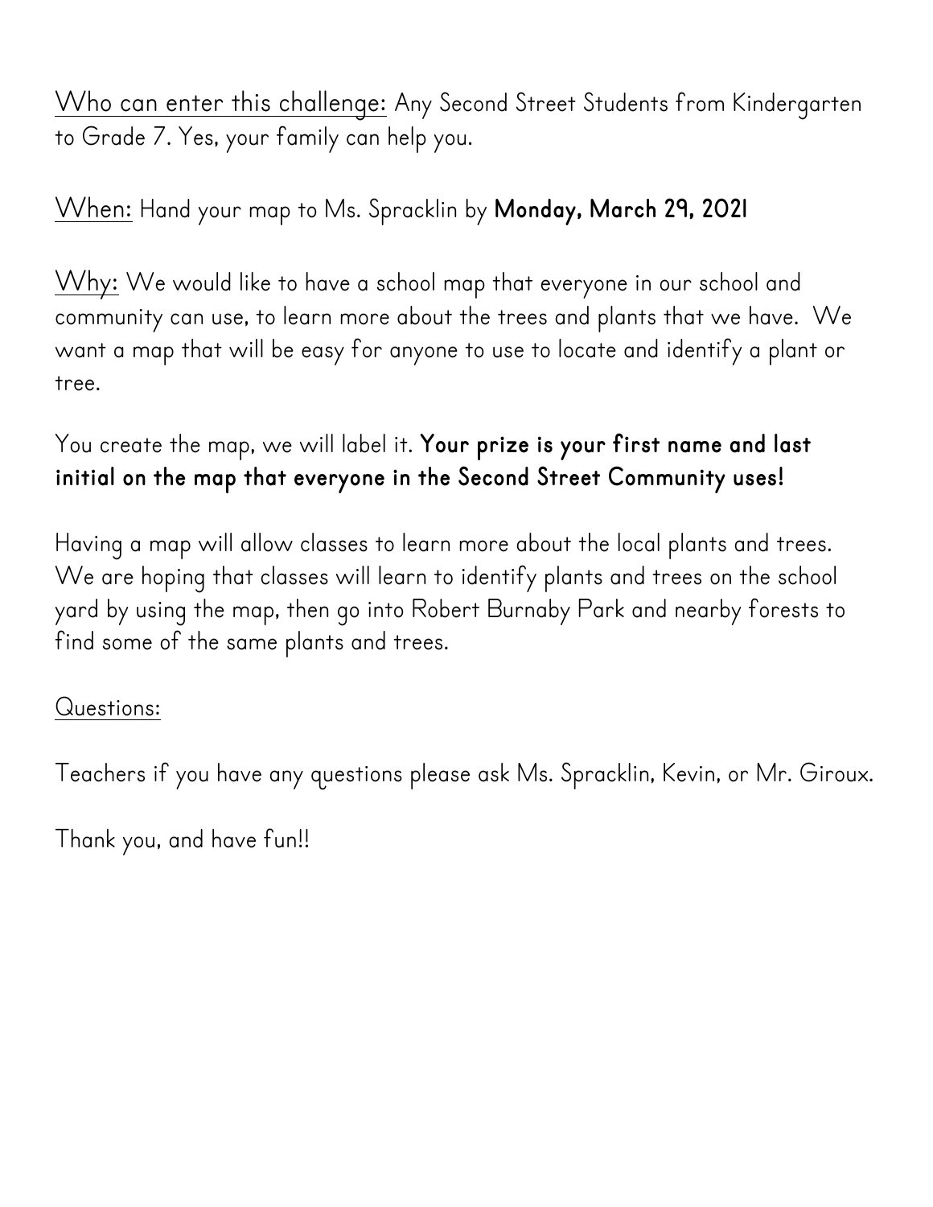<u>Who can enter this challenge:</u> Any Second Street Students from Kindergarten to Grade 7. Yes, your family can help you.

<u>When:</u> Hand your map to Ms. Spracklin by **Monday, March 29, 2021**

<u>Why:</u> We would like to have a school map that everyone in our school and community can use, to learn more about the trees and plants that we have. We want a map that will be easy for anyone to use to locate and identify a plant or tree.

You create the map, we will label it. **Your prize is your first name and last initial on the map that everyone in the Second Street Community uses!**

Having a map will allow classes to learn more about the local plants and trees. We are hoping that classes will learn to identify plants and trees on the school yard by using the map, then go into Robert Burnaby Park and nearby forests to find some of the same plants and trees.

<u>Questions:</u>

Teachers if you have any questions please ask Ms. Spracklin, Kevin, or Mr. Giroux.

Thank you, and have fun!!